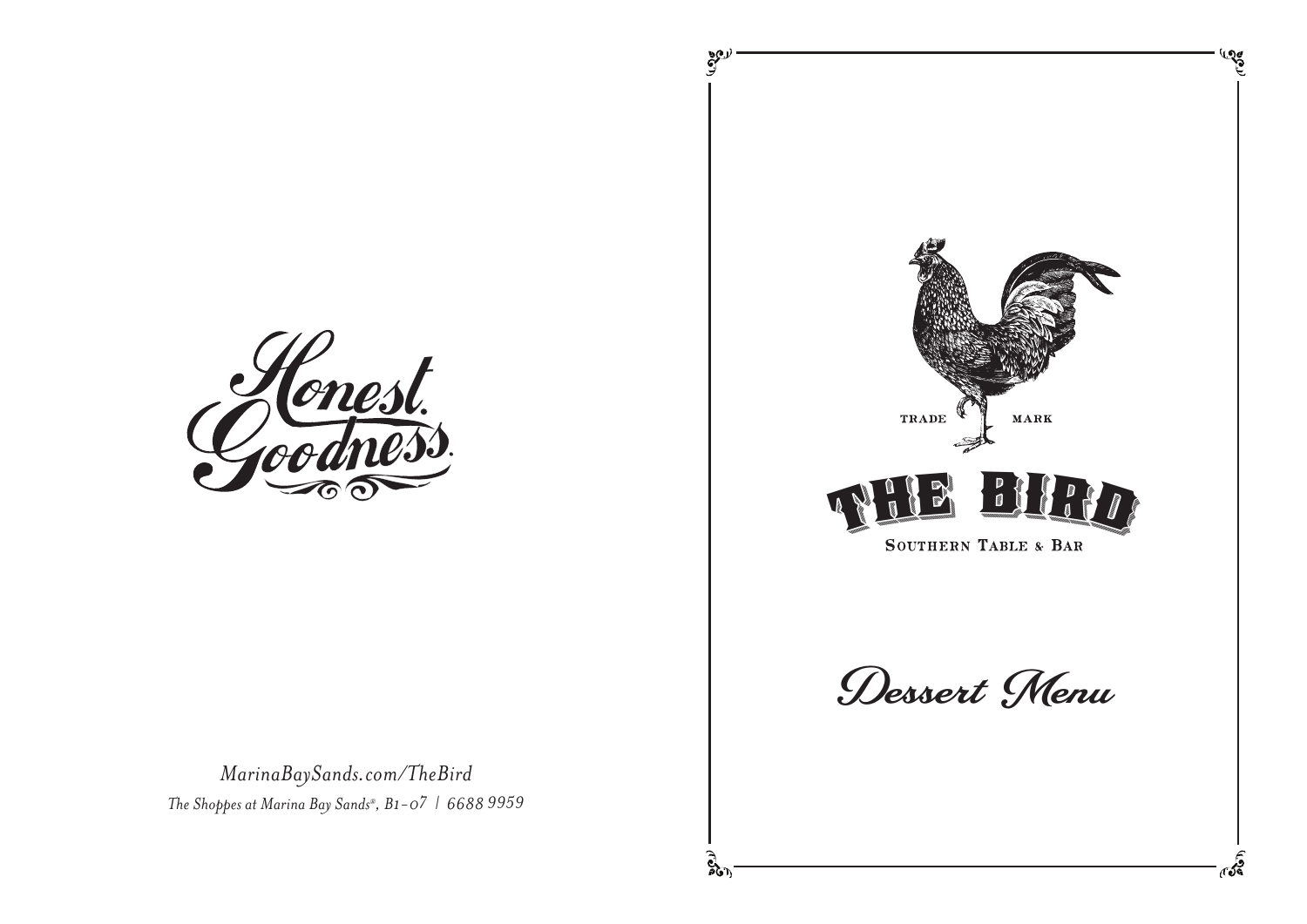Honest. Goodness.

*MarinaBaySands.com/TheBird*

*The Shoppes at Marina Bay Sands®, B1-07 | 6688 9959*

TRADE MARK

# THE BIRD

SOUTHERN TABLE & BAR

## Dessert Menu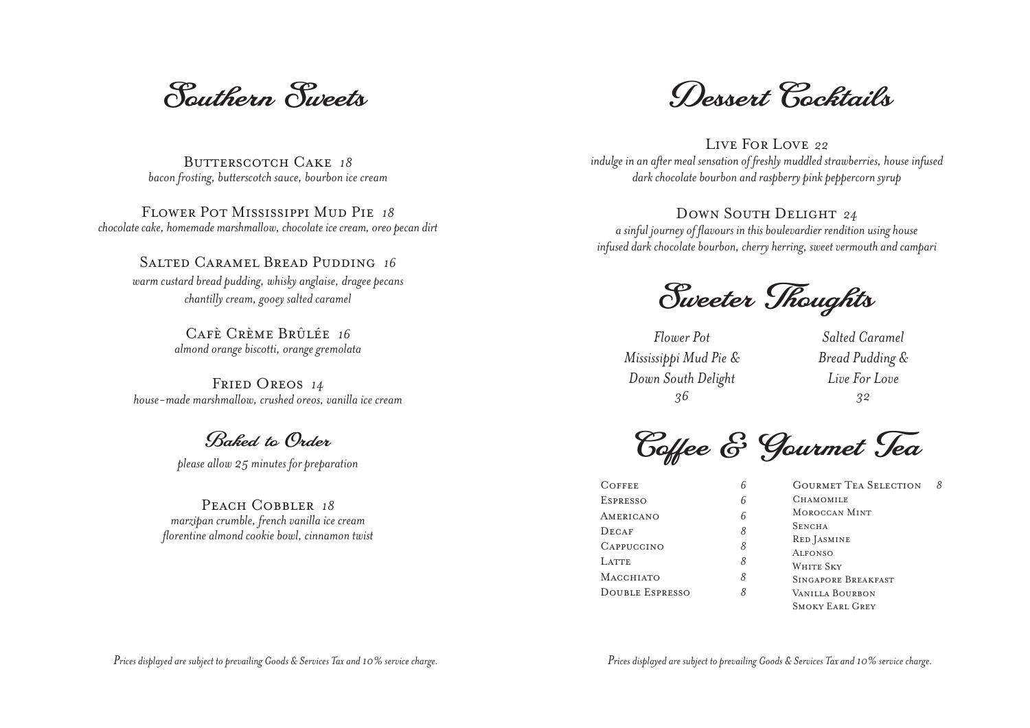# Southern Sweets

**Butterscotch Cake** *18*
*bacon frosting, butterscotch sauce, bourbon ice cream*

**Flower Pot Mississippi Mud Pie** *18*
*chocolate cake, homemade marshmallow, chocolate ice cream, oreo pecan dirt*

**Salted Caramel Bread Pudding** *16*
*warm custard bread pudding, whisky anglaise, dragee pecans chantilly cream, gooey salted caramel*

**Cafè Crème Brûlée** *16*
*almond orange biscotti, orange gremolata*

**Fried Oreos** *14*
*house-made marshmallow, crushed oreos, vanilla ice cream*

## Baked to Order

*please allow 25 minutes for preparation*

**Peach Cobbler** *18*
*marzipan crumble, french vanilla ice cream florentine almond cookie bowl, cinnamon twist*

*Prices displayed are subject to prevailing Goods & Services Tax and 10% service charge.*

# Dessert Cocktails

**Live For Love** *22*
*indulge in an after meal sensation of freshly muddled strawberries, house infused dark chocolate bourbon and raspberry pink peppercorn syrup*

**Down South Delight** *24*
*a sinful journey of flavours in this boulevardier rendition using house infused dark chocolate bourbon, cherry herring, sweet vermouth and campari*

# Sweeter Thoughts

*Flower Pot Mississippi Mud Pie & Down South Delight*
*36*

*Salted Caramel Bread Pudding & Live For Love*
*32*

# Coffee & Gourmet Tea

| | |
|---|---|
| Coffee | 6 |
| Espresso | 6 |
| Americano | 6 |
| Decaf | 8 |
| Cappuccino | 8 |
| Latte | 8 |
| Macchiato | 8 |
| Double Espresso | 8 |

**Gourmet Tea Selection** *8*

- Chamomile
- Moroccan Mint
- Sencha
- Red Jasmine
- Alfonso
- White Sky
- Singapore Breakfast
- Vanilla Bourbon
- Smoky Earl Grey

*Prices displayed are subject to prevailing Goods & Services Tax and 10% service charge.*